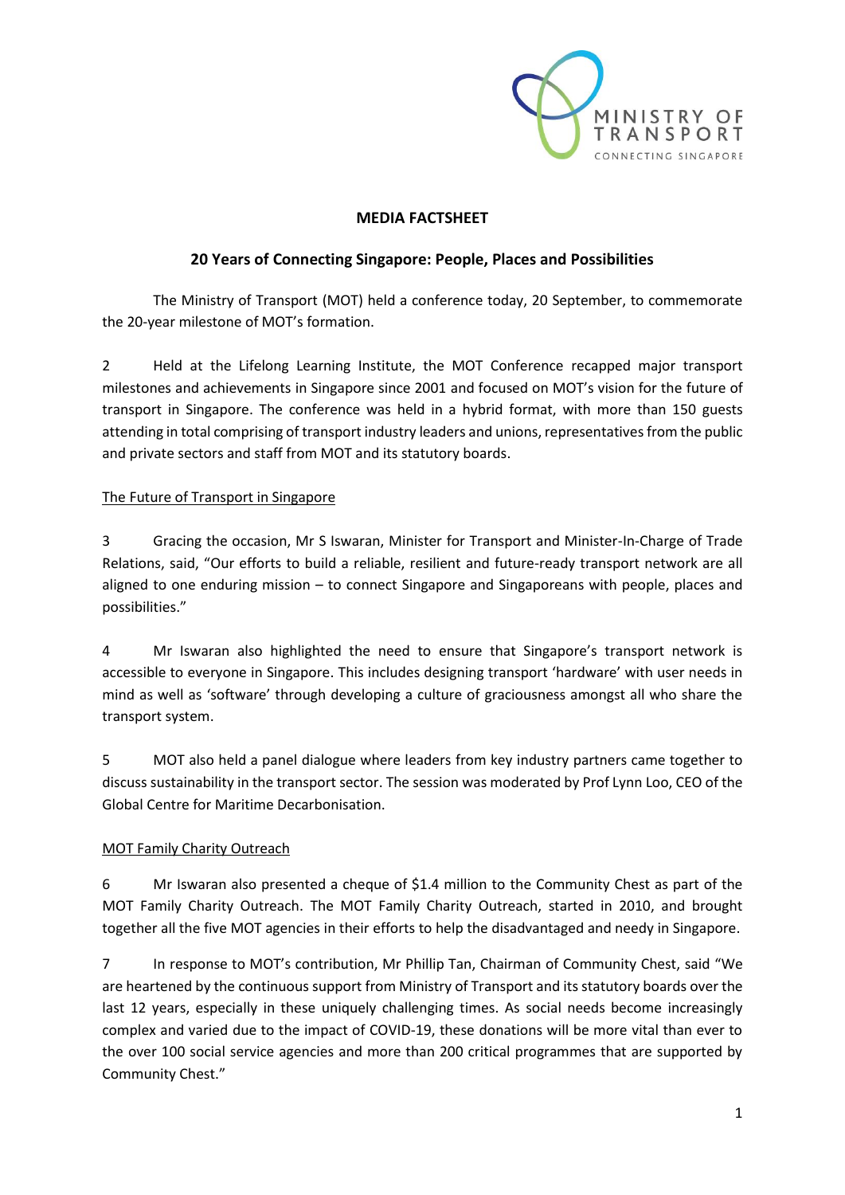MINISTRY OF TRANSPORT
CONNECTING SINGAPORE

**MEDIA FACTSHEET**

**20 Years of Connecting Singapore: People, Places and Possibilities**

The Ministry of Transport (MOT) held a conference today, 20 September, to commemorate the 20-year milestone of MOT's formation.

2 Held at the Lifelong Learning Institute, the MOT Conference recapped major transport milestones and achievements in Singapore since 2001 and focused on MOT's vision for the future of transport in Singapore. The conference was held in a hybrid format, with more than 150 guests attending in total comprising of transport industry leaders and unions, representatives from the public and private sectors and staff from MOT and its statutory boards.

<u>The Future of Transport in Singapore</u>

3 Gracing the occasion, Mr S Iswaran, Minister for Transport and Minister-In-Charge of Trade Relations, said, "Our efforts to build a reliable, resilient and future-ready transport network are all aligned to one enduring mission – to connect Singapore and Singaporeans with people, places and possibilities."

4 Mr Iswaran also highlighted the need to ensure that Singapore's transport network is accessible to everyone in Singapore. This includes designing transport 'hardware' with user needs in mind as well as 'software' through developing a culture of graciousness amongst all who share the transport system.

5 MOT also held a panel dialogue where leaders from key industry partners came together to discuss sustainability in the transport sector. The session was moderated by Prof Lynn Loo, CEO of the Global Centre for Maritime Decarbonisation.

<u>MOT Family Charity Outreach</u>

6 Mr Iswaran also presented a cheque of $1.4 million to the Community Chest as part of the MOT Family Charity Outreach. The MOT Family Charity Outreach, started in 2010, and brought together all the five MOT agencies in their efforts to help the disadvantaged and needy in Singapore.

7 In response to MOT's contribution, Mr Phillip Tan, Chairman of Community Chest, said "We are heartened by the continuous support from Ministry of Transport and its statutory boards over the last 12 years, especially in these uniquely challenging times. As social needs become increasingly complex and varied due to the impact of COVID-19, these donations will be more vital than ever to the over 100 social service agencies and more than 200 critical programmes that are supported by Community Chest."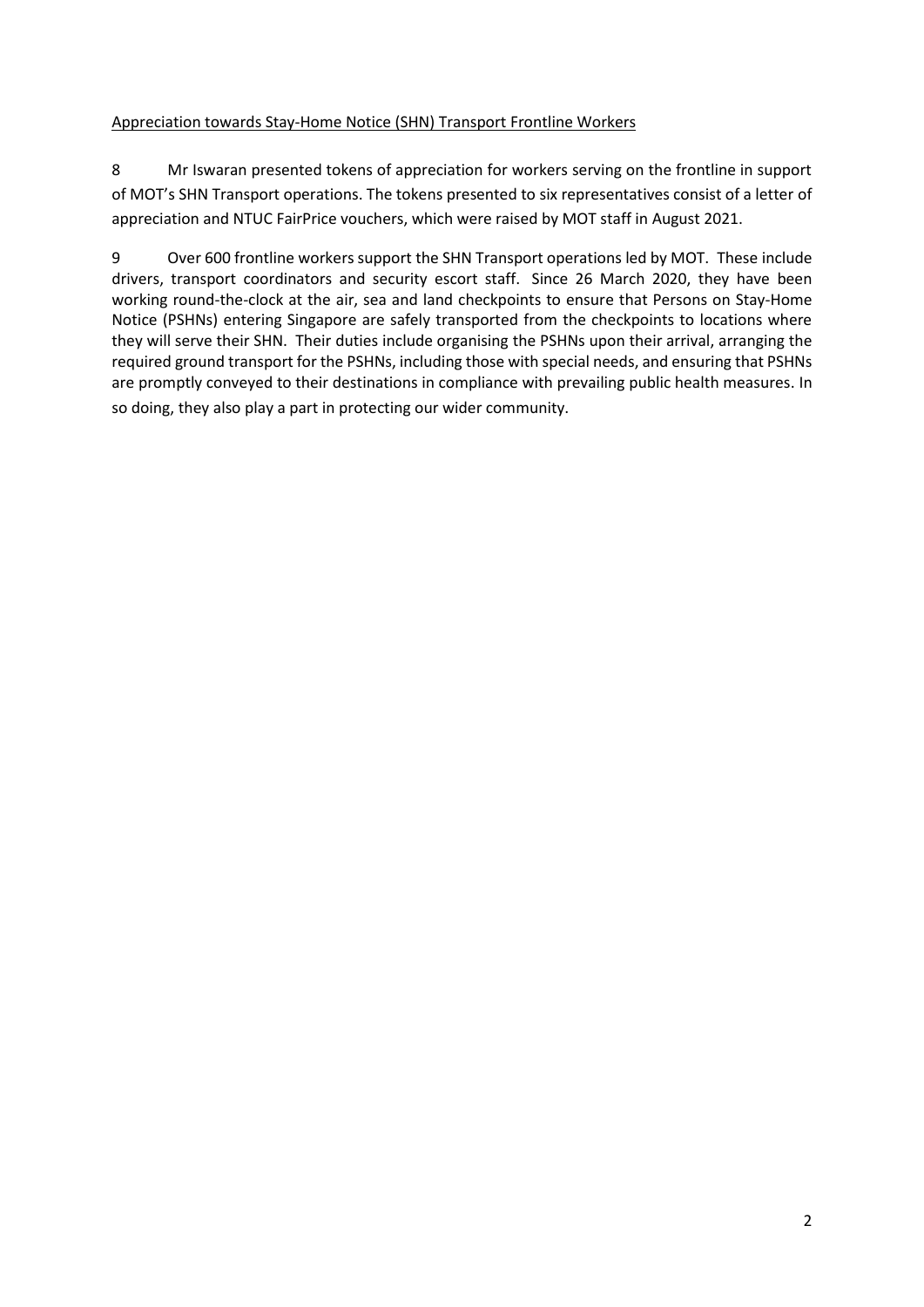## Appreciation towards Stay-Home Notice (SHN) Transport Frontline Workers

8 Mr Iswaran presented tokens of appreciation for workers serving on the frontline in support of MOT's SHN Transport operations. The tokens presented to six representatives consist of a letter of appreciation and NTUC FairPrice vouchers, which were raised by MOT staff in August 2021.

9 Over 600 frontline workers support the SHN Transport operations led by MOT. These include drivers, transport coordinators and security escort staff. Since 26 March 2020, they have been working round-the-clock at the air, sea and land checkpoints to ensure that Persons on Stay-Home Notice (PSHNs) entering Singapore are safely transported from the checkpoints to locations where they will serve their SHN. Their duties include organising the PSHNs upon their arrival, arranging the required ground transport for the PSHNs, including those with special needs, and ensuring that PSHNs are promptly conveyed to their destinations in compliance with prevailing public health measures. In so doing, they also play a part in protecting our wider community.